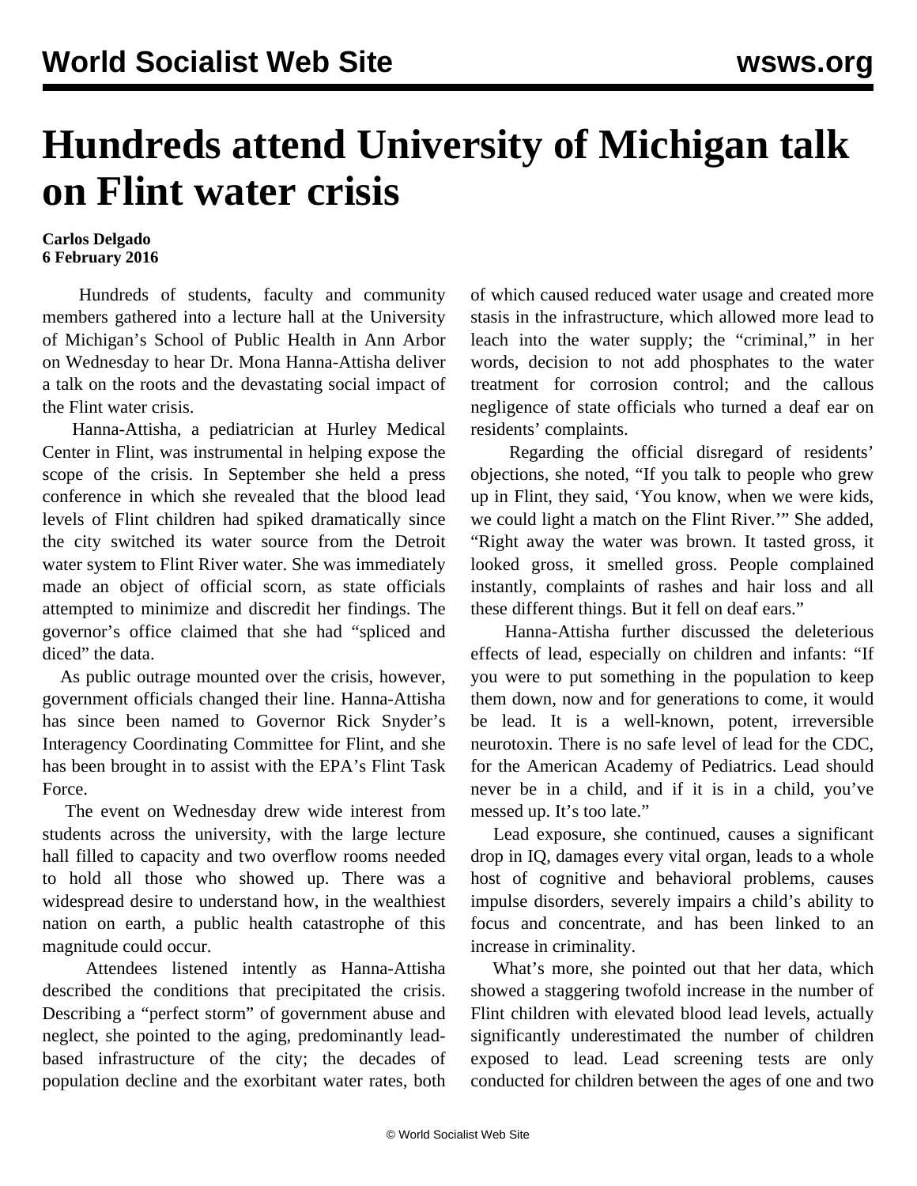# Hundreds attend University of Michigan talk on Flint water crisis

**Carlos Delgado**
**6 February 2016**

Hundreds of students, faculty and community members gathered into a lecture hall at the University of Michigan's School of Public Health in Ann Arbor on Wednesday to hear Dr. Mona Hanna-Attisha deliver a talk on the roots and the devastating social impact of the Flint water crisis.

Hanna-Attisha, a pediatrician at Hurley Medical Center in Flint, was instrumental in helping expose the scope of the crisis. In September she held a press conference in which she revealed that the blood lead levels of Flint children had spiked dramatically since the city switched its water source from the Detroit water system to Flint River water. She was immediately made an object of official scorn, as state officials attempted to minimize and discredit her findings. The governor's office claimed that she had "spliced and diced" the data.

As public outrage mounted over the crisis, however, government officials changed their line. Hanna-Attisha has since been named to Governor Rick Snyder's Interagency Coordinating Committee for Flint, and she has been brought in to assist with the EPA's Flint Task Force.

The event on Wednesday drew wide interest from students across the university, with the large lecture hall filled to capacity and two overflow rooms needed to hold all those who showed up. There was a widespread desire to understand how, in the wealthiest nation on earth, a public health catastrophe of this magnitude could occur.

Attendees listened intently as Hanna-Attisha described the conditions that precipitated the crisis. Describing a "perfect storm" of government abuse and neglect, she pointed to the aging, predominantly lead-based infrastructure of the city; the decades of population decline and the exorbitant water rates, both of which caused reduced water usage and created more stasis in the infrastructure, which allowed more lead to leach into the water supply; the "criminal," in her words, decision to not add phosphates to the water treatment for corrosion control; and the callous negligence of state officials who turned a deaf ear on residents' complaints.

Regarding the official disregard of residents' objections, she noted, "If you talk to people who grew up in Flint, they said, 'You know, when we were kids, we could light a match on the Flint River.'" She added, "Right away the water was brown. It tasted gross, it looked gross, it smelled gross. People complained instantly, complaints of rashes and hair loss and all these different things. But it fell on deaf ears."

Hanna-Attisha further discussed the deleterious effects of lead, especially on children and infants: "If you were to put something in the population to keep them down, now and for generations to come, it would be lead. It is a well-known, potent, irreversible neurotoxin. There is no safe level of lead for the CDC, for the American Academy of Pediatrics. Lead should never be in a child, and if it is in a child, you've messed up. It's too late."

Lead exposure, she continued, causes a significant drop in IQ, damages every vital organ, leads to a whole host of cognitive and behavioral problems, causes impulse disorders, severely impairs a child's ability to focus and concentrate, and has been linked to an increase in criminality.

What's more, she pointed out that her data, which showed a staggering twofold increase in the number of Flint children with elevated blood lead levels, actually significantly underestimated the number of children exposed to lead. Lead screening tests are only conducted for children between the ages of one and two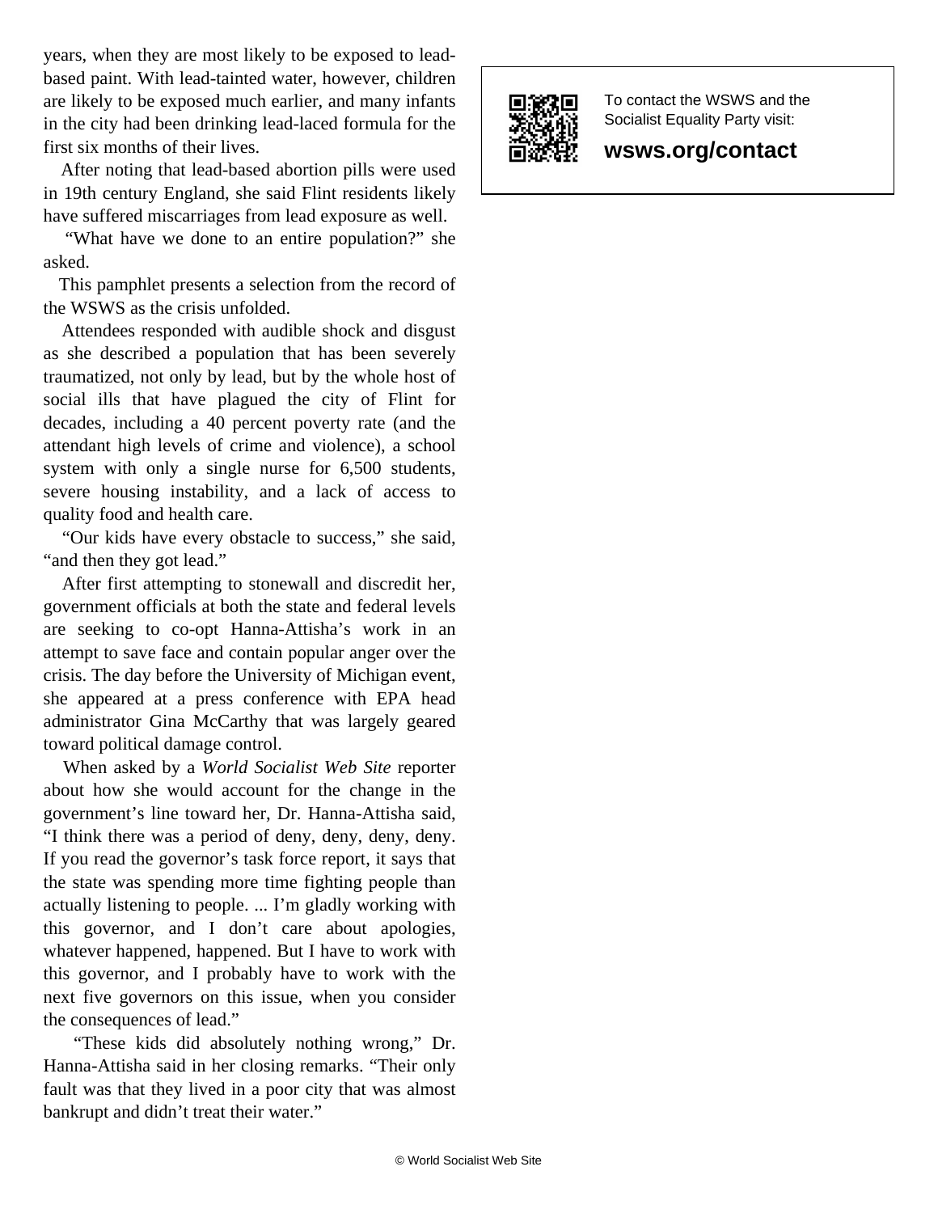years, when they are most likely to be exposed to lead-based paint. With lead-tainted water, however, children are likely to be exposed much earlier, and many infants in the city had been drinking lead-laced formula for the first six months of their lives.

After noting that lead-based abortion pills were used in 19th century England, she said Flint residents likely have suffered miscarriages from lead exposure as well.

"What have we done to an entire population?" she asked.

This pamphlet presents a selection from the record of the WSWS as the crisis unfolded.

Attendees responded with audible shock and disgust as she described a population that has been severely traumatized, not only by lead, but by the whole host of social ills that have plagued the city of Flint for decades, including a 40 percent poverty rate (and the attendant high levels of crime and violence), a school system with only a single nurse for 6,500 students, severe housing instability, and a lack of access to quality food and health care.

"Our kids have every obstacle to success," she said, "and then they got lead."

After first attempting to stonewall and discredit her, government officials at both the state and federal levels are seeking to co-opt Hanna-Attisha's work in an attempt to save face and contain popular anger over the crisis. The day before the University of Michigan event, she appeared at a press conference with EPA head administrator Gina McCarthy that was largely geared toward political damage control.

When asked by a *World Socialist Web Site* reporter about how she would account for the change in the government's line toward her, Dr. Hanna-Attisha said, "I think there was a period of deny, deny, deny, deny. If you read the governor's task force report, it says that the state was spending more time fighting people than actually listening to people. ... I'm gladly working with this governor, and I don't care about apologies, whatever happened, happened. But I have to work with this governor, and I probably have to work with the next five governors on this issue, when you consider the consequences of lead."

"These kids did absolutely nothing wrong," Dr. Hanna-Attisha said in her closing remarks. "Their only fault was that they lived in a poor city that was almost bankrupt and didn't treat their water."

To contact the WSWS and the Socialist Equality Party visit:

**wsws.org/contact**